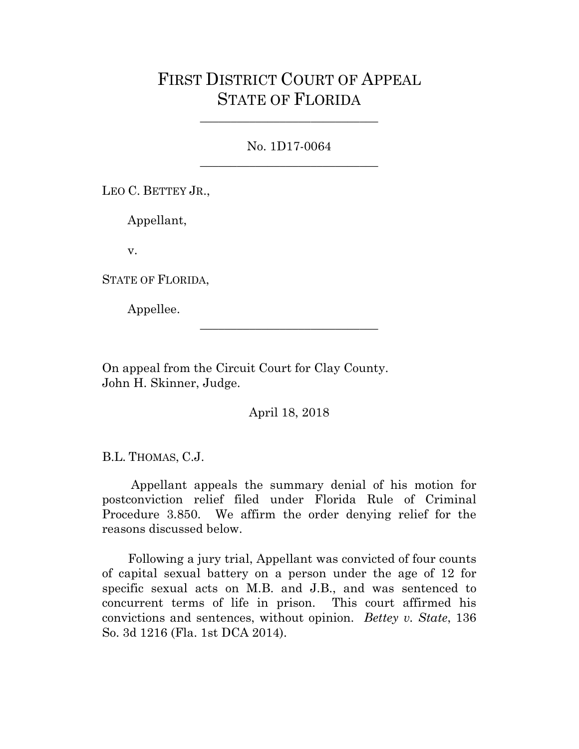# FIRST DISTRICT COURT OF APPEAL
# STATE OF FLORIDA

---

No. 1D17-0064

---

LEO C. BETTEY JR.,

Appellant,

v.

STATE OF FLORIDA,

Appellee.

---

On appeal from the Circuit Court for Clay County.
John H. Skinner, Judge.

April 18, 2018

B.L. THOMAS, C.J.

Appellant appeals the summary denial of his motion for postconviction relief filed under Florida Rule of Criminal Procedure 3.850. We affirm the order denying relief for the reasons discussed below.

Following a jury trial, Appellant was convicted of four counts of capital sexual battery on a person under the age of 12 for specific sexual acts on M.B. and J.B., and was sentenced to concurrent terms of life in prison. This court affirmed his convictions and sentences, without opinion. *Bettey v. State*, 136 So. 3d 1216 (Fla. 1st DCA 2014).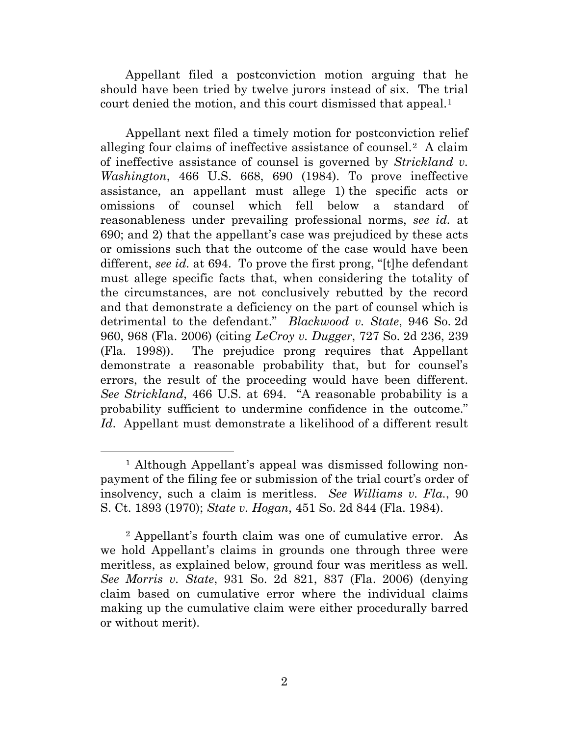Appellant filed a postconviction motion arguing that he should have been tried by twelve jurors instead of six. The trial court denied the motion, and this court dismissed that appeal.[1]

Appellant next filed a timely motion for postconviction relief alleging four claims of ineffective assistance of counsel.[2] A claim of ineffective assistance of counsel is governed by *Strickland v. Washington*, 466 U.S. 668, 690 (1984). To prove ineffective assistance, an appellant must allege 1) the specific acts or omissions of counsel which fell below a standard of reasonableness under prevailing professional norms, *see id.* at 690; and 2) that the appellant's case was prejudiced by these acts or omissions such that the outcome of the case would have been different, *see id.* at 694. To prove the first prong, "[t]he defendant must allege specific facts that, when considering the totality of the circumstances, are not conclusively rebutted by the record and that demonstrate a deficiency on the part of counsel which is detrimental to the defendant." *Blackwood v. State*, 946 So. 2d 960, 968 (Fla. 2006) (citing *LeCroy v. Dugger*, 727 So. 2d 236, 239 (Fla. 1998)). The prejudice prong requires that Appellant demonstrate a reasonable probability that, but for counsel's errors, the result of the proceeding would have been different. *See Strickland*, 466 U.S. at 694. "A reasonable probability is a probability sufficient to undermine confidence in the outcome." *Id*. Appellant must demonstrate a likelihood of a different result

---

[1] Although Appellant's appeal was dismissed following non-payment of the filing fee or submission of the trial court's order of insolvency, such a claim is meritless. *See Williams v. Fla.*, 90 S. Ct. 1893 (1970); *State v. Hogan*, 451 So. 2d 844 (Fla. 1984).

[2] Appellant's fourth claim was one of cumulative error. As we hold Appellant's claims in grounds one through three were meritless, as explained below, ground four was meritless as well. *See Morris v. State*, 931 So. 2d 821, 837 (Fla. 2006) (denying claim based on cumulative error where the individual claims making up the cumulative claim were either procedurally barred or without merit).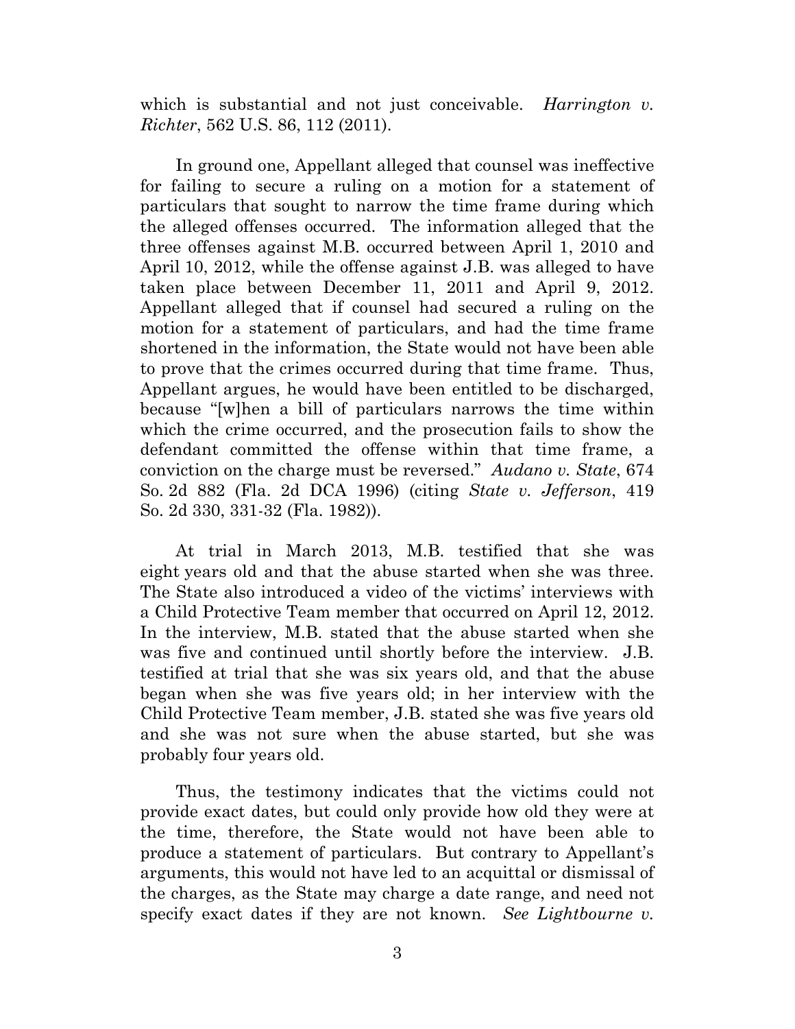which is substantial and not just conceivable. *Harrington v. Richter*, 562 U.S. 86, 112 (2011).

In ground one, Appellant alleged that counsel was ineffective for failing to secure a ruling on a motion for a statement of particulars that sought to narrow the time frame during which the alleged offenses occurred. The information alleged that the three offenses against M.B. occurred between April 1, 2010 and April 10, 2012, while the offense against J.B. was alleged to have taken place between December 11, 2011 and April 9, 2012. Appellant alleged that if counsel had secured a ruling on the motion for a statement of particulars, and had the time frame shortened in the information, the State would not have been able to prove that the crimes occurred during that time frame. Thus, Appellant argues, he would have been entitled to be discharged, because "[w]hen a bill of particulars narrows the time within which the crime occurred, and the prosecution fails to show the defendant committed the offense within that time frame, a conviction on the charge must be reversed." *Audano v. State*, 674 So. 2d 882 (Fla. 2d DCA 1996) (citing *State v. Jefferson*, 419 So. 2d 330, 331-32 (Fla. 1982)).

At trial in March 2013, M.B. testified that she was eight years old and that the abuse started when she was three. The State also introduced a video of the victims' interviews with a Child Protective Team member that occurred on April 12, 2012. In the interview, M.B. stated that the abuse started when she was five and continued until shortly before the interview. J.B. testified at trial that she was six years old, and that the abuse began when she was five years old; in her interview with the Child Protective Team member, J.B. stated she was five years old and she was not sure when the abuse started, but she was probably four years old.

Thus, the testimony indicates that the victims could not provide exact dates, but could only provide how old they were at the time, therefore, the State would not have been able to produce a statement of particulars. But contrary to Appellant's arguments, this would not have led to an acquittal or dismissal of the charges, as the State may charge a date range, and need not specify exact dates if they are not known. *See Lightbourne v.*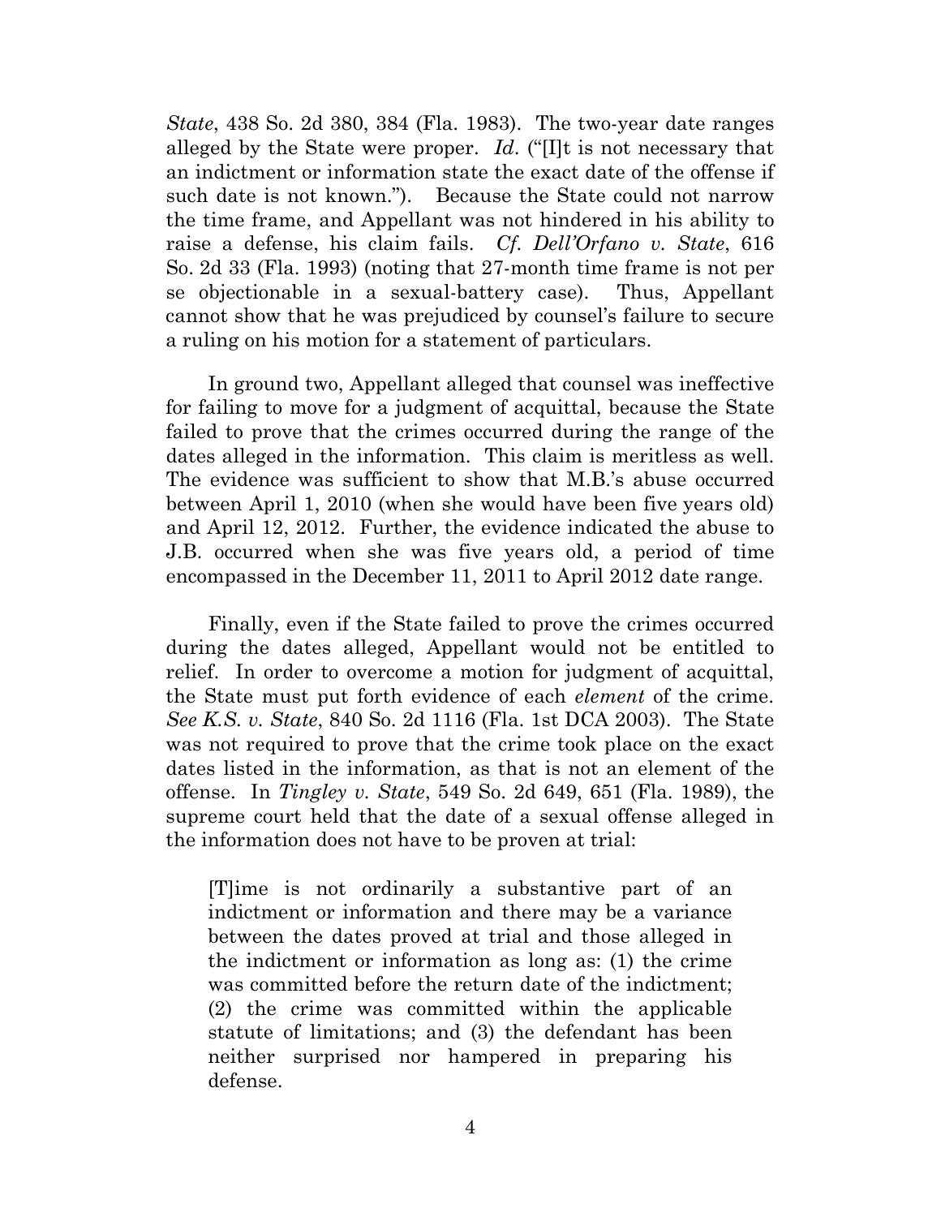*State*, 438 So. 2d 380, 384 (Fla. 1983). The two-year date ranges alleged by the State were proper. *Id*. ("[I]t is not necessary that an indictment or information state the exact date of the offense if such date is not known."). Because the State could not narrow the time frame, and Appellant was not hindered in his ability to raise a defense, his claim fails. *Cf. Dell'Orfano v. State*, 616 So. 2d 33 (Fla. 1993) (noting that 27-month time frame is not per se objectionable in a sexual-battery case). Thus, Appellant cannot show that he was prejudiced by counsel's failure to secure a ruling on his motion for a statement of particulars.

In ground two, Appellant alleged that counsel was ineffective for failing to move for a judgment of acquittal, because the State failed to prove that the crimes occurred during the range of the dates alleged in the information. This claim is meritless as well. The evidence was sufficient to show that M.B.'s abuse occurred between April 1, 2010 (when she would have been five years old) and April 12, 2012. Further, the evidence indicated the abuse to J.B. occurred when she was five years old, a period of time encompassed in the December 11, 2011 to April 2012 date range.

Finally, even if the State failed to prove the crimes occurred during the dates alleged, Appellant would not be entitled to relief. In order to overcome a motion for judgment of acquittal, the State must put forth evidence of each *element* of the crime. *See K.S. v. State*, 840 So. 2d 1116 (Fla. 1st DCA 2003). The State was not required to prove that the crime took place on the exact dates listed in the information, as that is not an element of the offense. In *Tingley v. State*, 549 So. 2d 649, 651 (Fla. 1989), the supreme court held that the date of a sexual offense alleged in the information does not have to be proven at trial:

> [T]ime is not ordinarily a substantive part of an indictment or information and there may be a variance between the dates proved at trial and those alleged in the indictment or information as long as: (1) the crime was committed before the return date of the indictment; (2) the crime was committed within the applicable statute of limitations; and (3) the defendant has been neither surprised nor hampered in preparing his defense.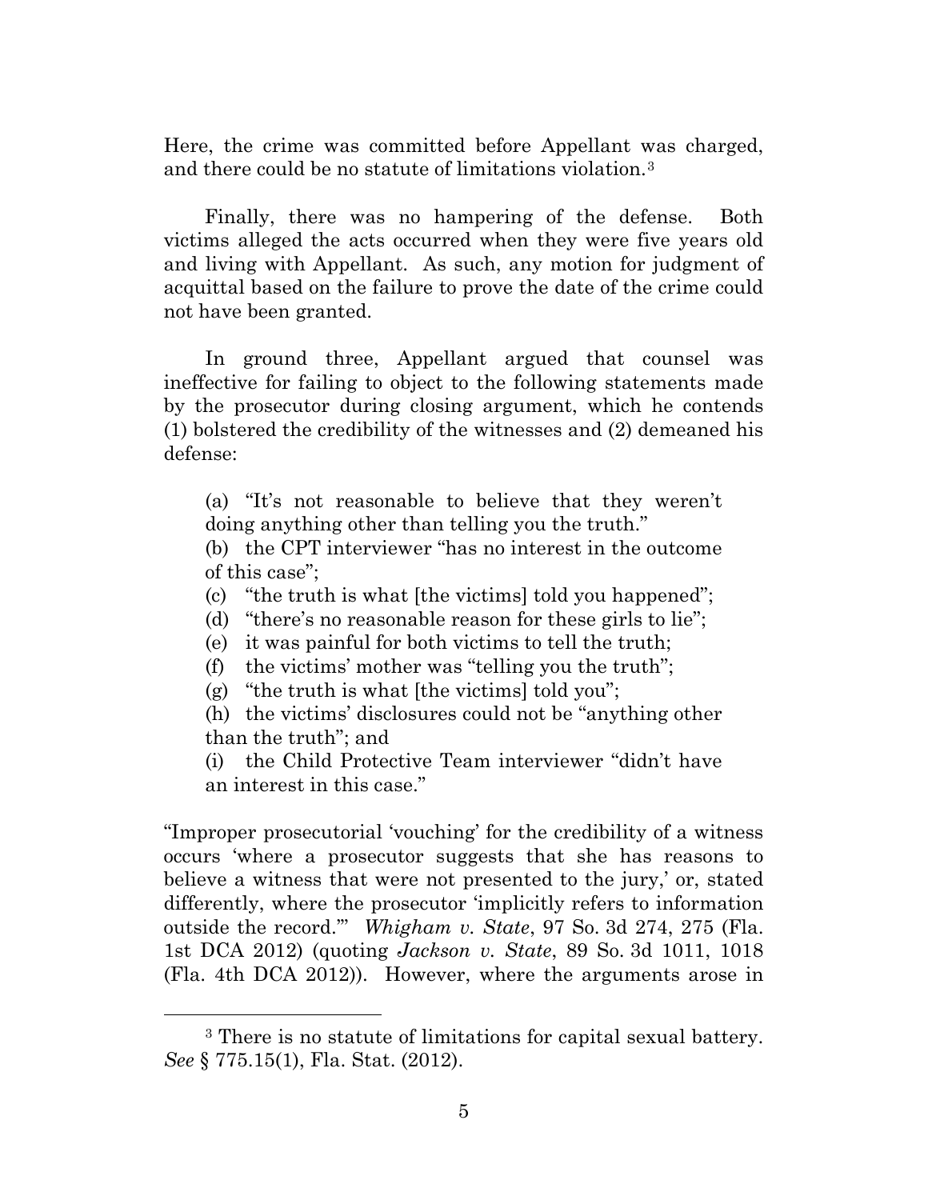Here, the crime was committed before Appellant was charged, and there could be no statute of limitations violation.[3]

Finally, there was no hampering of the defense. Both victims alleged the acts occurred when they were five years old and living with Appellant. As such, any motion for judgment of acquittal based on the failure to prove the date of the crime could not have been granted.

In ground three, Appellant argued that counsel was ineffective for failing to object to the following statements made by the prosecutor during closing argument, which he contends (1) bolstered the credibility of the witnesses and (2) demeaned his defense:

> (a) "It's not reasonable to believe that they weren't doing anything other than telling you the truth."
> (b) the CPT interviewer "has no interest in the outcome of this case";
> (c) "the truth is what [the victims] told you happened";
> (d) "there's no reasonable reason for these girls to lie";
> (e) it was painful for both victims to tell the truth;
> (f) the victims' mother was "telling you the truth";
> (g) "the truth is what [the victims] told you";
> (h) the victims' disclosures could not be "anything other than the truth"; and
> (i) the Child Protective Team interviewer "didn't have an interest in this case."

"Improper prosecutorial 'vouching' for the credibility of a witness occurs 'where a prosecutor suggests that she has reasons to believe a witness that were not presented to the jury,' or, stated differently, where the prosecutor 'implicitly refers to information outside the record.'" *Whigham v. State*, 97 So. 3d 274, 275 (Fla. 1st DCA 2012) (quoting *Jackson v. State*, 89 So. 3d 1011, 1018 (Fla. 4th DCA 2012)). However, where the arguments arose in

---

[3] There is no statute of limitations for capital sexual battery. *See* § 775.15(1), Fla. Stat. (2012).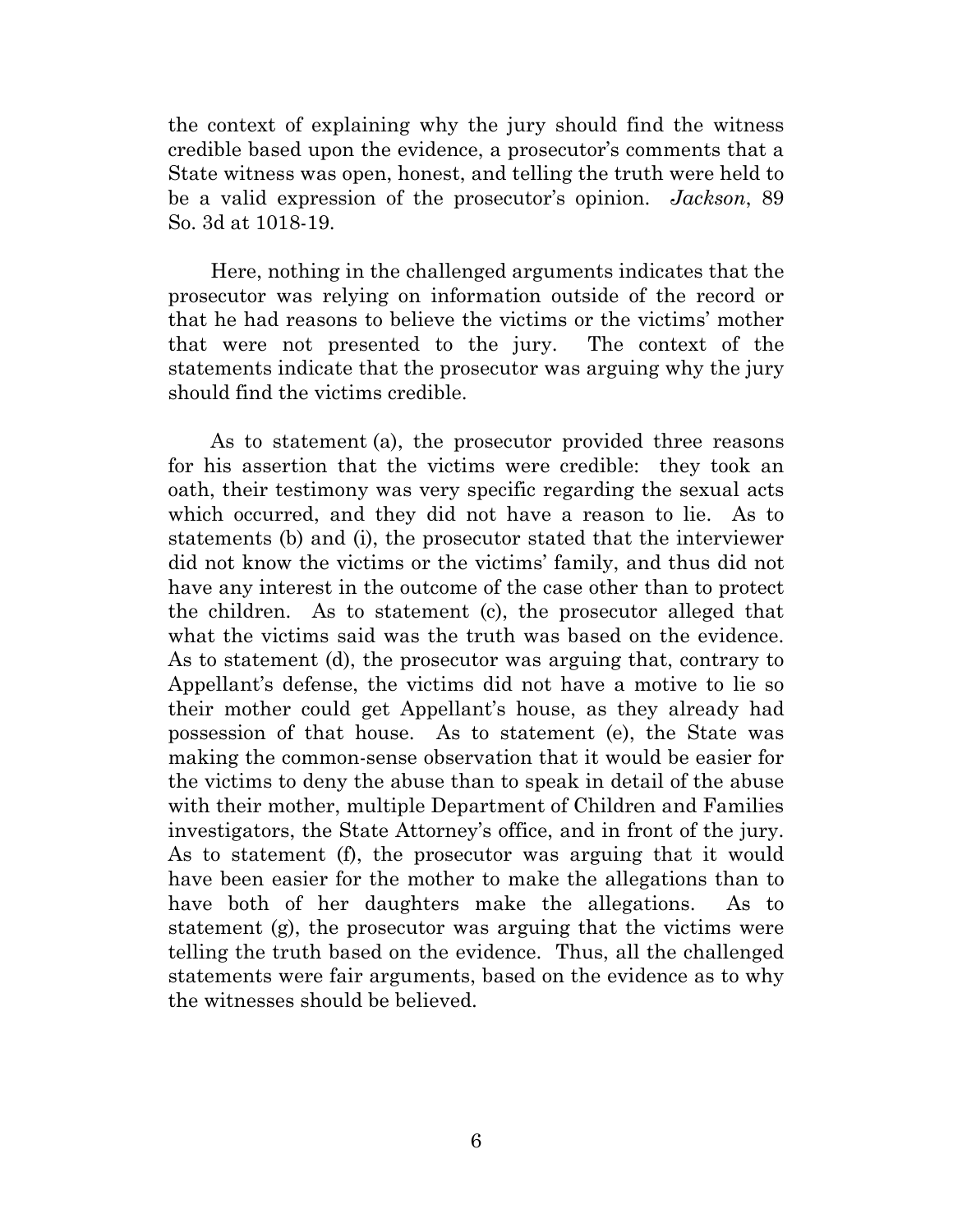the context of explaining why the jury should find the witness credible based upon the evidence, a prosecutor's comments that a State witness was open, honest, and telling the truth were held to be a valid expression of the prosecutor's opinion. *Jackson*, 89 So. 3d at 1018-19.

Here, nothing in the challenged arguments indicates that the prosecutor was relying on information outside of the record or that he had reasons to believe the victims or the victims' mother that were not presented to the jury. The context of the statements indicate that the prosecutor was arguing why the jury should find the victims credible.

As to statement (a), the prosecutor provided three reasons for his assertion that the victims were credible: they took an oath, their testimony was very specific regarding the sexual acts which occurred, and they did not have a reason to lie. As to statements (b) and (i), the prosecutor stated that the interviewer did not know the victims or the victims' family, and thus did not have any interest in the outcome of the case other than to protect the children. As to statement (c), the prosecutor alleged that what the victims said was the truth was based on the evidence. As to statement (d), the prosecutor was arguing that, contrary to Appellant's defense, the victims did not have a motive to lie so their mother could get Appellant's house, as they already had possession of that house. As to statement (e), the State was making the common-sense observation that it would be easier for the victims to deny the abuse than to speak in detail of the abuse with their mother, multiple Department of Children and Families investigators, the State Attorney's office, and in front of the jury. As to statement (f), the prosecutor was arguing that it would have been easier for the mother to make the allegations than to have both of her daughters make the allegations. As to statement (g), the prosecutor was arguing that the victims were telling the truth based on the evidence. Thus, all the challenged statements were fair arguments, based on the evidence as to why the witnesses should be believed.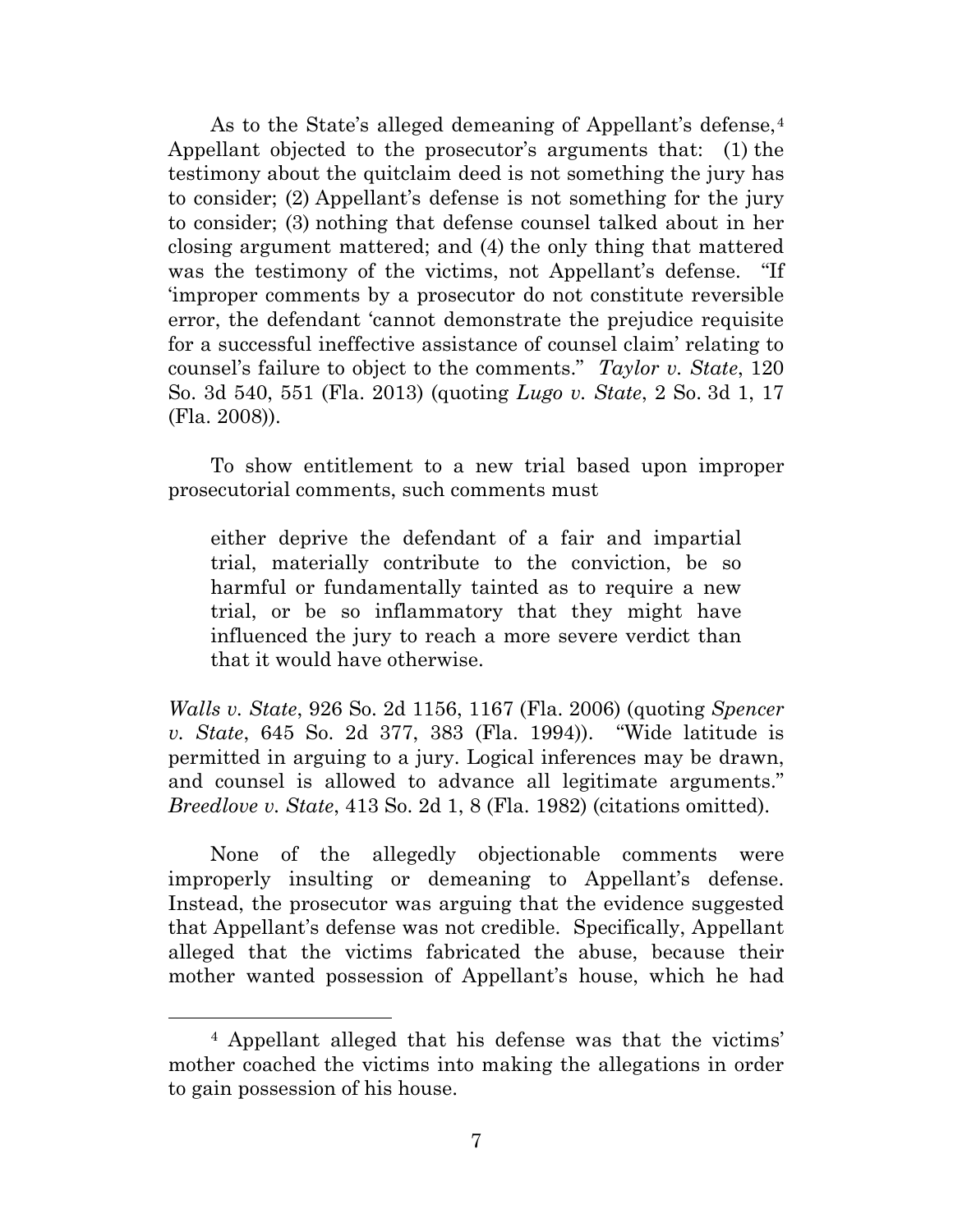As to the State's alleged demeaning of Appellant's defense,[4] Appellant objected to the prosecutor's arguments that: (1) the testimony about the quitclaim deed is not something the jury has to consider; (2) Appellant's defense is not something for the jury to consider; (3) nothing that defense counsel talked about in her closing argument mattered; and (4) the only thing that mattered was the testimony of the victims, not Appellant's defense. "If 'improper comments by a prosecutor do not constitute reversible error, the defendant 'cannot demonstrate the prejudice requisite for a successful ineffective assistance of counsel claim' relating to counsel's failure to object to the comments." *Taylor v. State*, 120 So. 3d 540, 551 (Fla. 2013) (quoting *Lugo v. State*, 2 So. 3d 1, 17 (Fla. 2008)).

To show entitlement to a new trial based upon improper prosecutorial comments, such comments must

> either deprive the defendant of a fair and impartial trial, materially contribute to the conviction, be so harmful or fundamentally tainted as to require a new trial, or be so inflammatory that they might have influenced the jury to reach a more severe verdict than that it would have otherwise.

*Walls v. State*, 926 So. 2d 1156, 1167 (Fla. 2006) (quoting *Spencer v. State*, 645 So. 2d 377, 383 (Fla. 1994)). "Wide latitude is permitted in arguing to a jury. Logical inferences may be drawn, and counsel is allowed to advance all legitimate arguments." *Breedlove v. State*, 413 So. 2d 1, 8 (Fla. 1982) (citations omitted).

None of the allegedly objectionable comments were improperly insulting or demeaning to Appellant's defense. Instead, the prosecutor was arguing that the evidence suggested that Appellant's defense was not credible. Specifically, Appellant alleged that the victims fabricated the abuse, because their mother wanted possession of Appellant's house, which he had

---

[4] Appellant alleged that his defense was that the victims' mother coached the victims into making the allegations in order to gain possession of his house.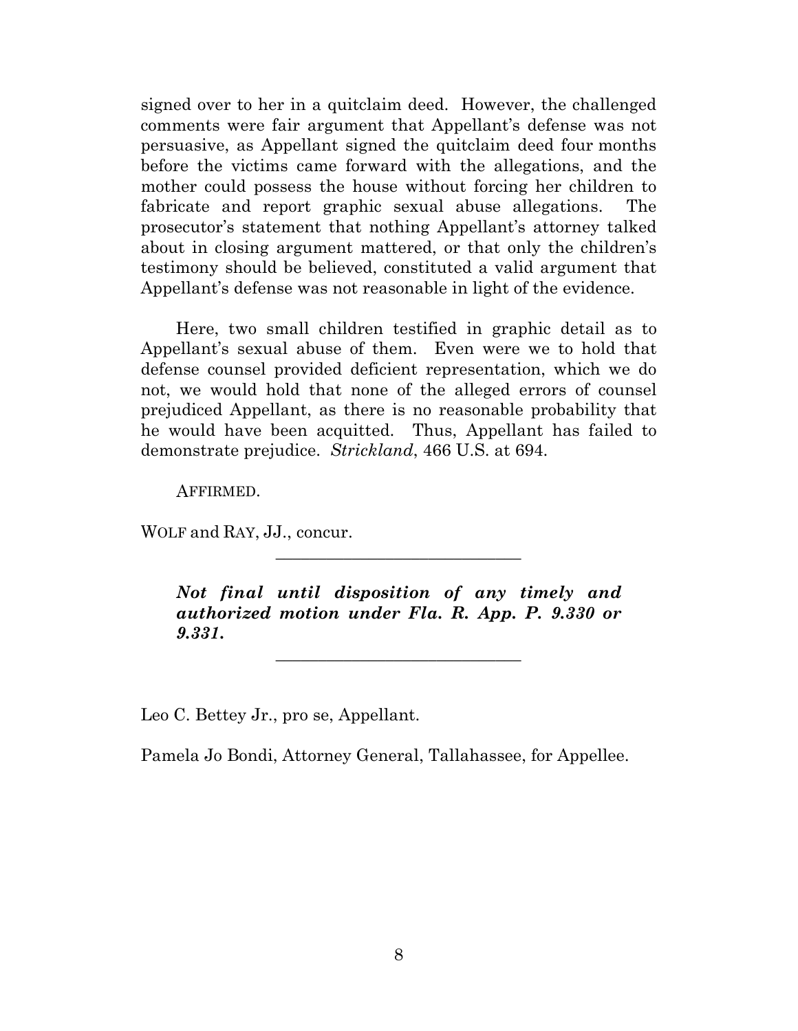signed over to her in a quitclaim deed. However, the challenged comments were fair argument that Appellant's defense was not persuasive, as Appellant signed the quitclaim deed four months before the victims came forward with the allegations, and the mother could possess the house without forcing her children to fabricate and report graphic sexual abuse allegations. The prosecutor's statement that nothing Appellant's attorney talked about in closing argument mattered, or that only the children's testimony should be believed, constituted a valid argument that Appellant's defense was not reasonable in light of the evidence.

Here, two small children testified in graphic detail as to Appellant's sexual abuse of them. Even were we to hold that defense counsel provided deficient representation, which we do not, we would hold that none of the alleged errors of counsel prejudiced Appellant, as there is no reasonable probability that he would have been acquitted. Thus, Appellant has failed to demonstrate prejudice. *Strickland*, 466 U.S. at 694.

AFFIRMED.

WOLF and RAY, JJ., concur.

---

***Not final until disposition of any timely and authorized motion under Fla. R. App. P. 9.330 or 9.331.***

---

Leo C. Bettey Jr., pro se, Appellant.

Pamela Jo Bondi, Attorney General, Tallahassee, for Appellee.